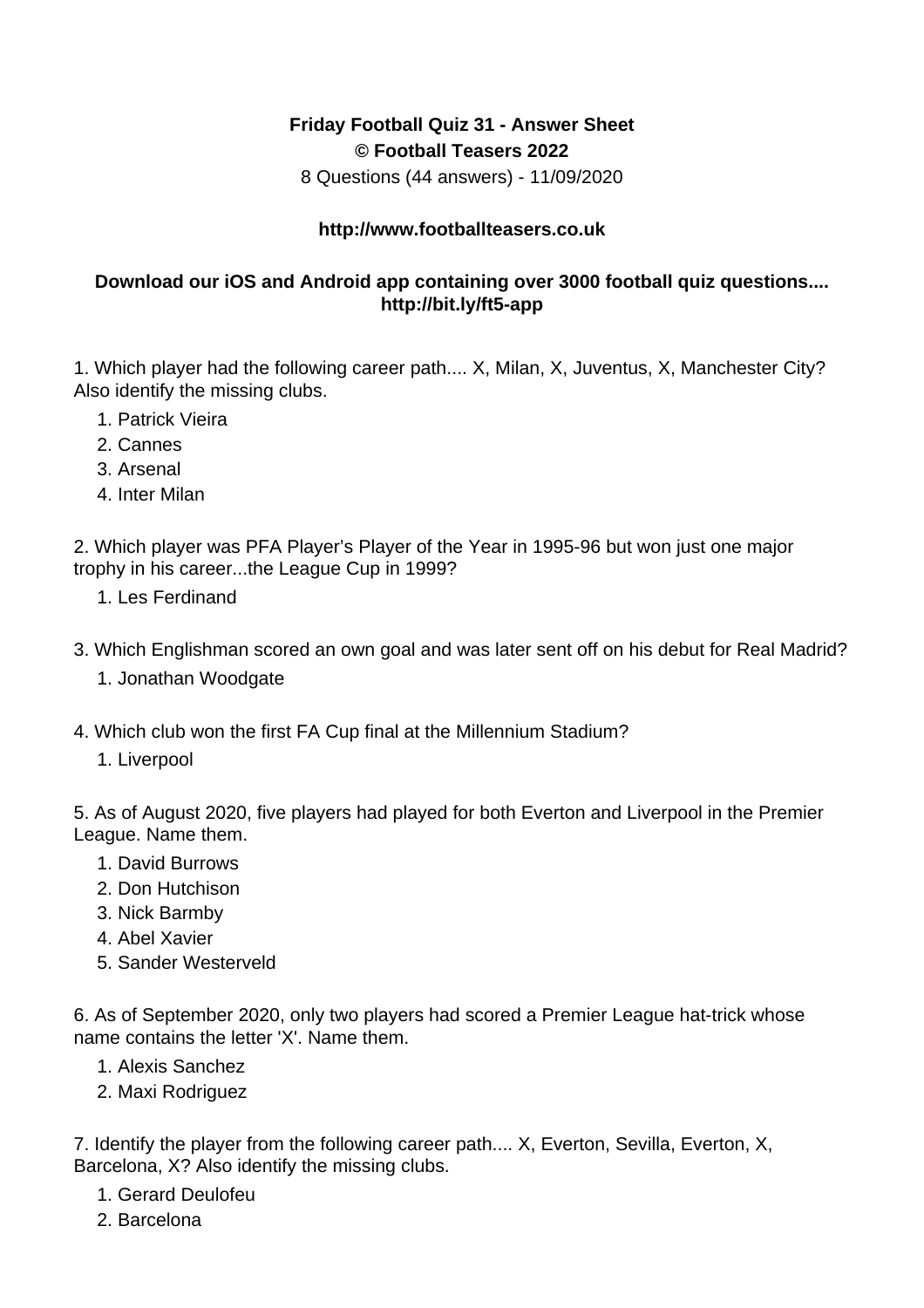**Friday Football Quiz 31 - Answer Sheet**
**© Football Teasers 2022**
8 Questions (44 answers) - 11/09/2020

**http://www.footballteasers.co.uk**

**Download our iOS and Android app containing over 3000 football quiz questions.... http://bit.ly/ft5-app**

1. Which player had the following career path.... X, Milan, X, Juventus, X, Manchester City? Also identify the missing clubs.

   1. Patrick Vieira
   2. Cannes
   3. Arsenal
   4. Inter Milan

2. Which player was PFA Player's Player of the Year in 1995-96 but won just one major trophy in his career...the League Cup in 1999?

   1. Les Ferdinand

3. Which Englishman scored an own goal and was later sent off on his debut for Real Madrid?

   1. Jonathan Woodgate

4. Which club won the first FA Cup final at the Millennium Stadium?

   1. Liverpool

5. As of August 2020, five players had played for both Everton and Liverpool in the Premier League. Name them.

   1. David Burrows
   2. Don Hutchison
   3. Nick Barmby
   4. Abel Xavier
   5. Sander Westerveld

6. As of September 2020, only two players had scored a Premier League hat-trick whose name contains the letter 'X'. Name them.

   1. Alexis Sanchez
   2. Maxi Rodriguez

7. Identify the player from the following career path.... X, Everton, Sevilla, Everton, X, Barcelona, X? Also identify the missing clubs.

   1. Gerard Deulofeu
   2. Barcelona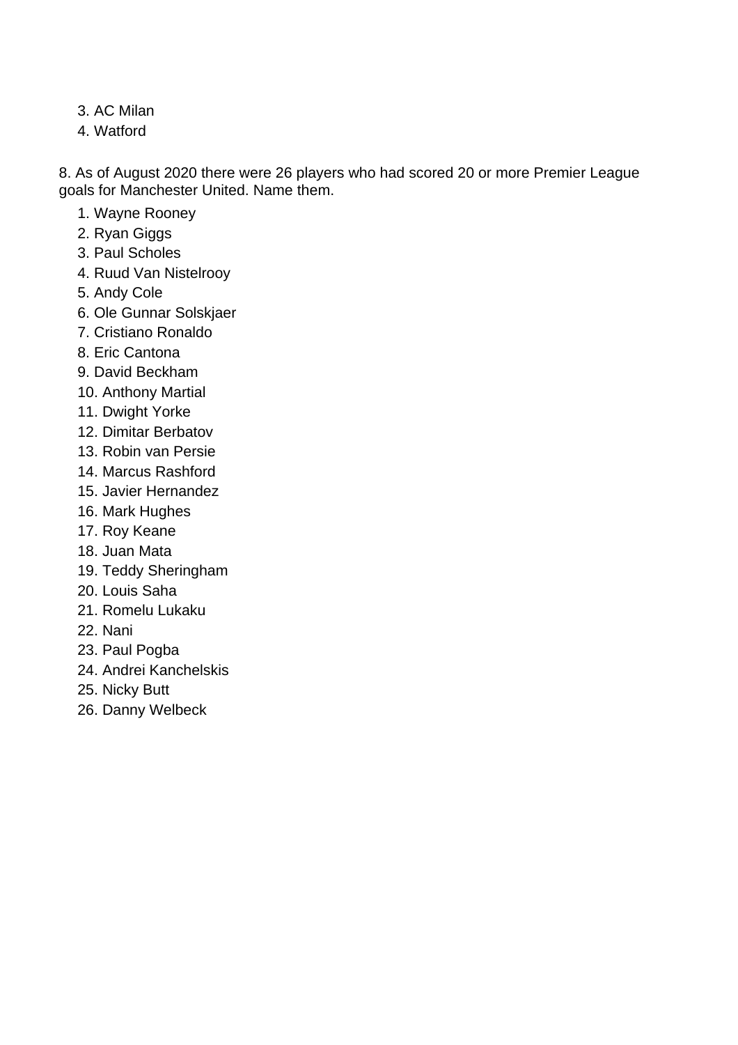3. AC Milan
4. Watford

8. As of August 2020 there were 26 players who had scored 20 or more Premier League goals for Manchester United. Name them.

1. Wayne Rooney
2. Ryan Giggs
3. Paul Scholes
4. Ruud Van Nistelrooy
5. Andy Cole
6. Ole Gunnar Solskjaer
7. Cristiano Ronaldo
8. Eric Cantona
9. David Beckham
10. Anthony Martial
11. Dwight Yorke
12. Dimitar Berbatov
13. Robin van Persie
14. Marcus Rashford
15. Javier Hernandez
16. Mark Hughes
17. Roy Keane
18. Juan Mata
19. Teddy Sheringham
20. Louis Saha
21. Romelu Lukaku
22. Nani
23. Paul Pogba
24. Andrei Kanchelskis
25. Nicky Butt
26. Danny Welbeck